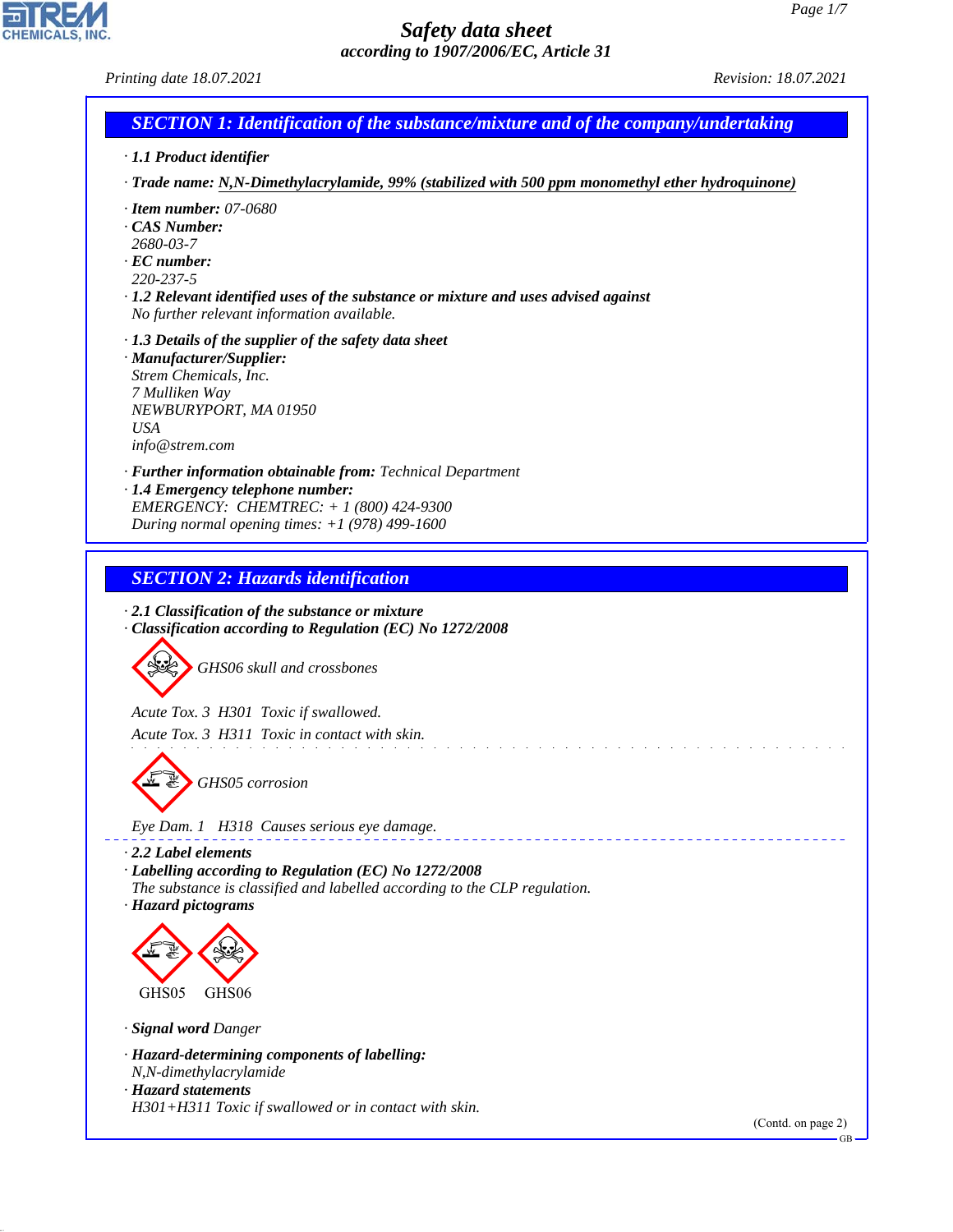# Safety data sheet

*according to 1907/2006/EC, Article 31*

Printing date 18.07.2021 Revision: 18.07.2021

## SECTION 1: Identification of the substance/mixture and of the company/undertaking

· **1.1 Product identifier**

· **Trade name:** N,N-Dimethylacrylamide, 99% (stabilized with 500 ppm monomethyl ether hydroquinone)

· **Item number:** 07-0680
· **CAS Number:**
2680-03-7
· **EC number:**
220-237-5
· **1.2 Relevant identified uses of the substance or mixture and uses advised against**
No further relevant information available.

· **1.3 Details of the supplier of the safety data sheet**
· **Manufacturer/Supplier:**
Strem Chemicals, Inc.
7 Mulliken Way
NEWBURYPORT, MA 01950
USA
info@strem.com

· **Further information obtainable from:** Technical Department
· **1.4 Emergency telephone number:**
EMERGENCY: CHEMTREC: + 1 (800) 424-9300
During normal opening times: +1 (978) 499-1600

## SECTION 2: Hazards identification

· **2.1 Classification of the substance or mixture**
· **Classification according to Regulation (EC) No 1272/2008**

GHS06 skull and crossbones

Acute Tox. 3 H301 Toxic if swallowed.
Acute Tox. 3 H311 Toxic in contact with skin.

GHS05 corrosion

Eye Dam. 1 H318 Causes serious eye damage.

· **2.2 Label elements**
· **Labelling according to Regulation (EC) No 1272/2008**
The substance is classified and labelled according to the CLP regulation.
· **Hazard pictograms**

GHS05 GHS06

· **Signal word** Danger

· **Hazard-determining components of labelling:**
N,N-dimethylacrylamide
· **Hazard statements**
H301+H311 Toxic if swallowed or in contact with skin.

(Contd. on page 2)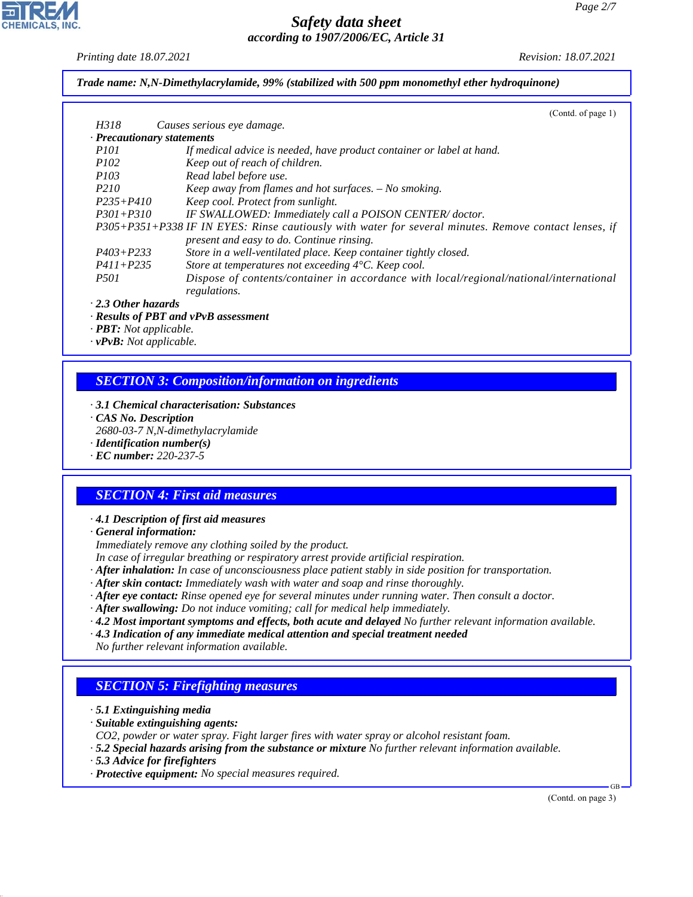**Trade name: N,N-Dimethylacrylamide, 99% (stabilized with 500 ppm monomethyl ether hydroquinone)**

(Contd. of page 1)

H318 Causes serious eye damage.

· **Precautionary statements**

| | |
|---|---|
| P101 | If medical advice is needed, have product container or label at hand. |
| P102 | Keep out of reach of children. |
| P103 | Read label before use. |
| P210 | Keep away from flames and hot surfaces. – No smoking. |
| P235+P410 | Keep cool. Protect from sunlight. |
| P301+P310 | IF SWALLOWED: Immediately call a POISON CENTER/ doctor. |
| P305+P351+P338 | IF IN EYES: Rinse cautiously with water for several minutes. Remove contact lenses, if present and easy to do. Continue rinsing. |
| P403+P233 | Store in a well-ventilated place. Keep container tightly closed. |
| P411+P235 | Store at temperatures not exceeding 4°C. Keep cool. |
| P501 | Dispose of contents/container in accordance with local/regional/national/international regulations. |

· **2.3 Other hazards**
· **Results of PBT and vPvB assessment**
· **PBT:** Not applicable.
· **vPvB:** Not applicable.

## SECTION 3: Composition/information on ingredients

· **3.1 Chemical characterisation: Substances**
· **CAS No. Description**
2680-03-7 N,N-dimethylacrylamide
· **Identification number(s)**
· **EC number:** 220-237-5

## SECTION 4: First aid measures

· **4.1 Description of first aid measures**
· **General information:**
Immediately remove any clothing soiled by the product.
In case of irregular breathing or respiratory arrest provide artificial respiration.
· **After inhalation:** In case of unconsciousness place patient stably in side position for transportation.
· **After skin contact:** Immediately wash with water and soap and rinse thoroughly.
· **After eye contact:** Rinse opened eye for several minutes under running water. Then consult a doctor.
· **After swallowing:** Do not induce vomiting; call for medical help immediately.
· **4.2 Most important symptoms and effects, both acute and delayed** No further relevant information available.
· **4.3 Indication of any immediate medical attention and special treatment needed**
No further relevant information available.

## SECTION 5: Firefighting measures

· **5.1 Extinguishing media**
· **Suitable extinguishing agents:**
$CO_2$, powder or water spray. Fight larger fires with water spray or alcohol resistant foam.
· **5.2 Special hazards arising from the substance or mixture** No further relevant information available.
· **5.3 Advice for firefighters**
· **Protective equipment:** No special measures required.

(Contd. on page 3)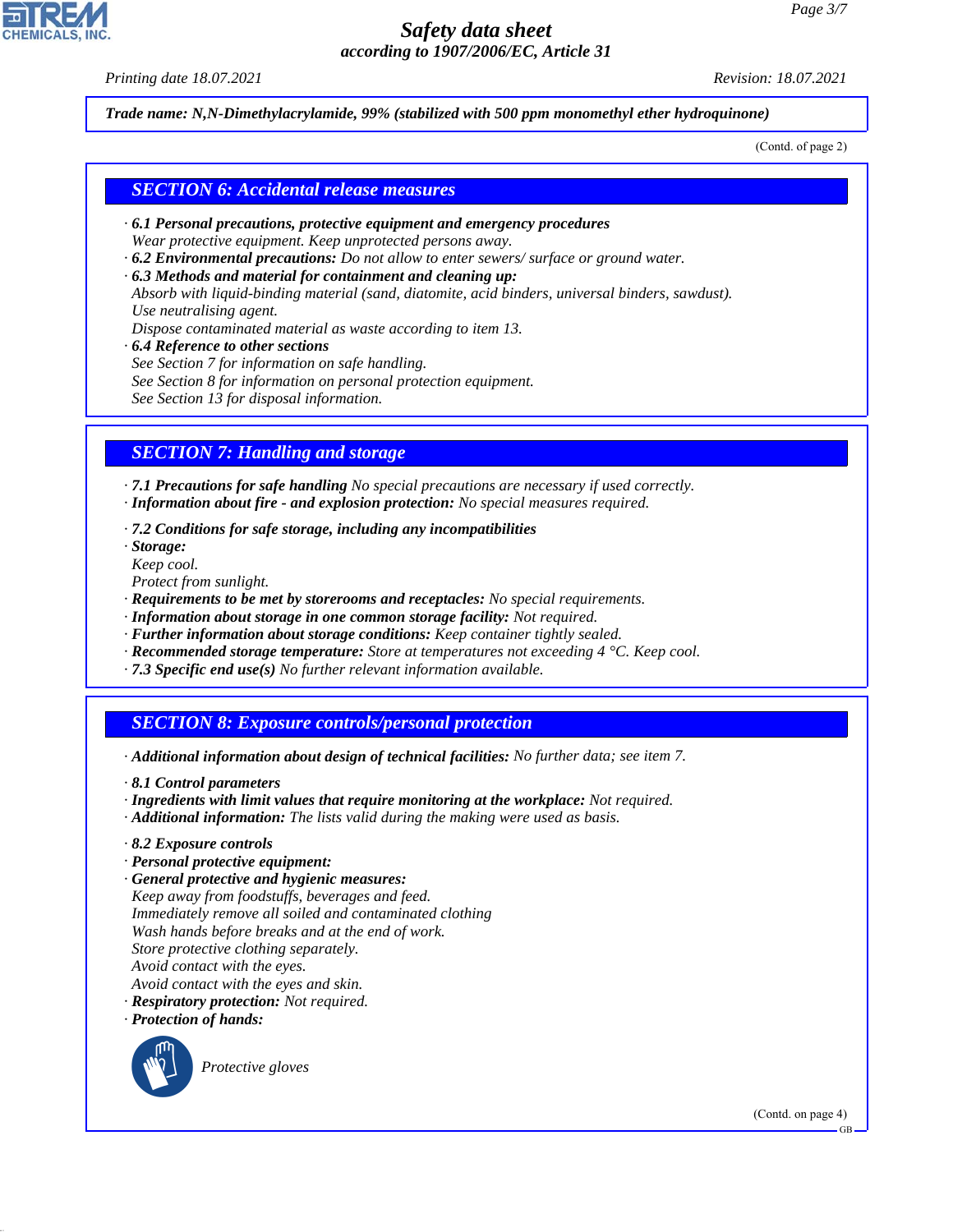**Trade name: N,N-Dimethylacrylamide, 99% (stabilized with 500 ppm monomethyl ether hydroquinone)**

(Contd. of page 2)

## SECTION 6: Accidental release measures

· **6.1 Personal precautions, protective equipment and emergency procedures**
Wear protective equipment. Keep unprotected persons away.
· **6.2 Environmental precautions:** Do not allow to enter sewers/ surface or ground water.
· **6.3 Methods and material for containment and cleaning up:**
Absorb with liquid-binding material (sand, diatomite, acid binders, universal binders, sawdust).
Use neutralising agent.
Dispose contaminated material as waste according to item 13.
· **6.4 Reference to other sections**
See Section 7 for information on safe handling.
See Section 8 for information on personal protection equipment.
See Section 13 for disposal information.

## SECTION 7: Handling and storage

· **7.1 Precautions for safe handling** No special precautions are necessary if used correctly.
· **Information about fire - and explosion protection:** No special measures required.

· **7.2 Conditions for safe storage, including any incompatibilities**
· **Storage:**
Keep cool.
Protect from sunlight.
· **Requirements to be met by storerooms and receptacles:** No special requirements.
· **Information about storage in one common storage facility:** Not required.
· **Further information about storage conditions:** Keep container tightly sealed.
· **Recommended storage temperature:** Store at temperatures not exceeding 4 °C. Keep cool.
· **7.3 Specific end use(s)** No further relevant information available.

## SECTION 8: Exposure controls/personal protection

· **Additional information about design of technical facilities:** No further data; see item 7.

· **8.1 Control parameters**
· **Ingredients with limit values that require monitoring at the workplace:** Not required.
· **Additional information:** The lists valid during the making were used as basis.

· **8.2 Exposure controls**
· **Personal protective equipment:**
· **General protective and hygienic measures:**
Keep away from foodstuffs, beverages and feed.
Immediately remove all soiled and contaminated clothing
Wash hands before breaks and at the end of work.
Store protective clothing separately.
Avoid contact with the eyes.
Avoid contact with the eyes and skin.
· **Respiratory protection:** Not required.
· **Protection of hands:**

Protective gloves

(Contd. on page 4)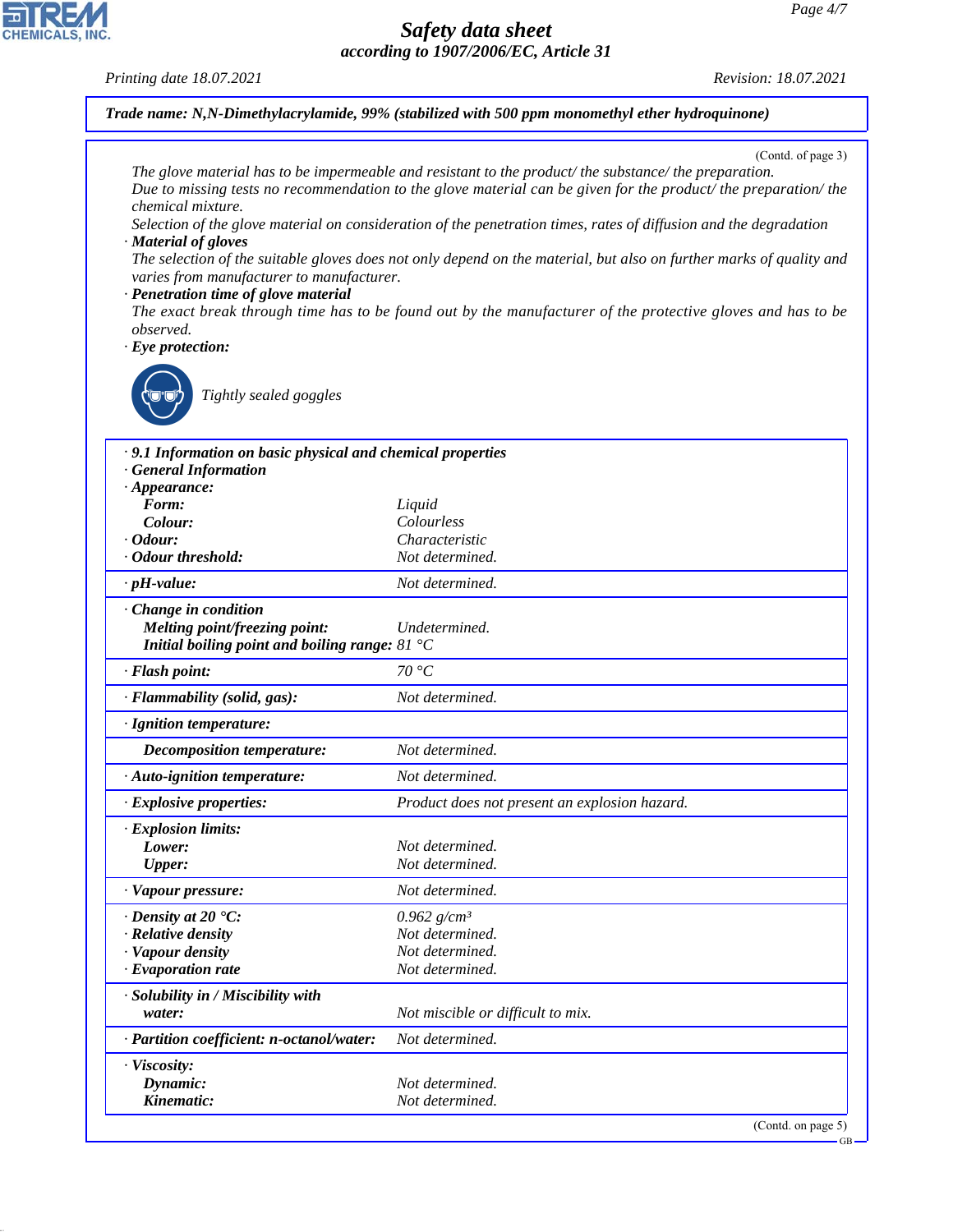**Trade name: N,N-Dimethylacrylamide, 99% (stabilized with 500 ppm monomethyl ether hydroquinone)**

(Contd. of page 3)

*The glove material has to be impermeable and resistant to the product/ the substance/ the preparation.*
*Due to missing tests no recommendation to the glove material can be given for the product/ the preparation/ the chemical mixture.*
*Selection of the glove material on consideration of the penetration times, rates of diffusion and the degradation*

· **Material of gloves**
*The selection of the suitable gloves does not only depend on the material, but also on further marks of quality and varies from manufacturer to manufacturer.*

· **Penetration time of glove material**
*The exact break through time has to be found out by the manufacturer of the protective gloves and has to be observed.*

· **Eye protection:**

*Tightly sealed goggles*

| | |
|---|---|
| · **9.1 Information on basic physical and chemical properties** | |
| · **General Information** | |
| · **Appearance:** | |
| **Form:** | Liquid |
| **Colour:** | Colourless |
| · **Odour:** | Characteristic |
| · **Odour threshold:** | Not determined. |
| · **pH-value:** | Not determined. |
| · **Change in condition** | |
| **Melting point/freezing point:** | Undetermined. |
| **Initial boiling point and boiling range:** | 81 °C |
| · **Flash point:** | 70 °C |
| · **Flammability (solid, gas):** | Not determined. |
| · **Ignition temperature:** | |
| **Decomposition temperature:** | Not determined. |
| · **Auto-ignition temperature:** | Not determined. |
| · **Explosive properties:** | Product does not present an explosion hazard. |
| · **Explosion limits:** | |
| **Lower:** | Not determined. |
| **Upper:** | Not determined. |
| · **Vapour pressure:** | Not determined. |
| · **Density at 20 °C:** | 0.962 g/cm³ |
| · **Relative density** | Not determined. |
| · **Vapour density** | Not determined. |
| · **Evaporation rate** | Not determined. |
| · **Solubility in / Miscibility with** | |
| **water:** | Not miscible or difficult to mix. |
| · **Partition coefficient: n-octanol/water:** | Not determined. |
| · **Viscosity:** | |
| **Dynamic:** | Not determined. |
| **Kinematic:** | Not determined. |

(Contd. on page 5)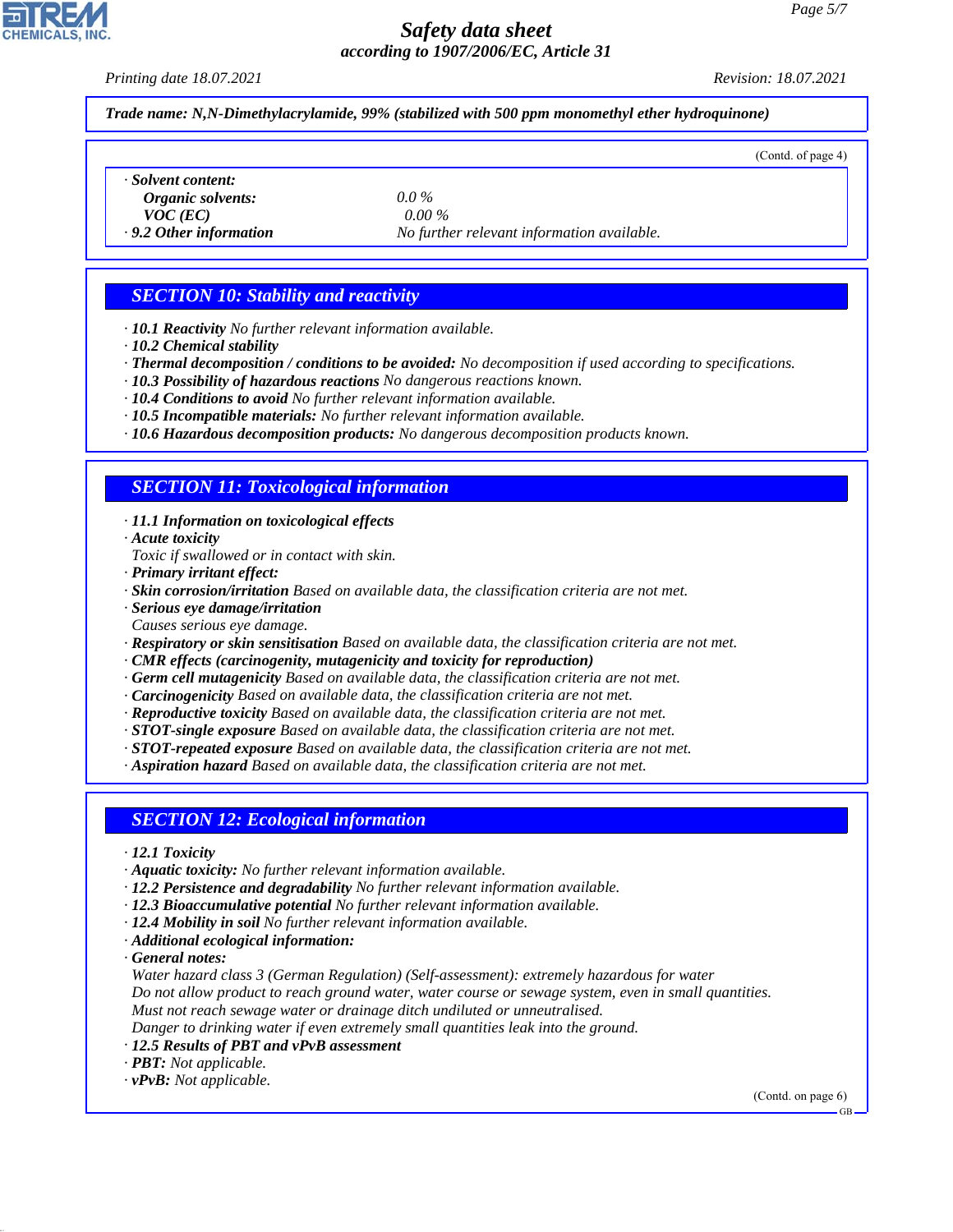**Trade name: N,N-Dimethylacrylamide, 99% (stabilized with 500 ppm monomethyl ether hydroquinone)**

(Contd. of page 4)

· **Solent content:**

| | |
|---|---|
| **Organic solvents:** | 0.0 % |
| **VOC (EC)** | 0.00 % |
| · **9.2 Other information** | No further relevant information available. |

## SECTION 10: Stability and reactivity

· **10.1 Reactivity** No further relevant information available.
· **10.2 Chemical stability**
· **Thermal decomposition / conditions to be avoided:** No decomposition if used according to specifications.
· **10.3 Possibility of hazardous reactions** No dangerous reactions known.
· **10.4 Conditions to avoid** No further relevant information available.
· **10.5 Incompatible materials:** No further relevant information available.
· **10.6 Hazardous decomposition products:** No dangerous decomposition products known.

## SECTION 11: Toxicological information

· **11.1 Information on toxicological effects**
· **Acute toxicity**
Toxic if swallowed or in contact with skin.
· **Primary irritant effect:**
· **Skin corrosion/irritation** Based on available data, the classification criteria are not met.
· **Serious eye damage/irritation**
Causes serious eye damage.
· **Respiratory or skin sensitisation** Based on available data, the classification criteria are not met.
· **CMR effects (carcinogenity, mutagenicity and toxicity for reproduction)**
· **Germ cell mutagenicity** Based on available data, the classification criteria are not met.
· **Carcinogenicity** Based on available data, the classification criteria are not met.
· **Reproductive toxicity** Based on available data, the classification criteria are not met.
· **STOT-single exposure** Based on available data, the classification criteria are not met.
· **STOT-repeated exposure** Based on available data, the classification criteria are not met.
· **Aspiration hazard** Based on available data, the classification criteria are not met.

## SECTION 12: Ecological information

· **12.1 Toxicity**
· **Aquatic toxicity:** No further relevant information available.
· **12.2 Persistence and degradability** No further relevant information available.
· **12.3 Bioaccumulative potential** No further relevant information available.
· **12.4 Mobility in soil** No further relevant information available.
· **Additional ecological information:**
· **General notes:**
Water hazard class 3 (German Regulation) (Self-assessment): extremely hazardous for water
Do not allow product to reach ground water, water course or sewage system, even in small quantities.
Must not reach sewage water or drainage ditch undiluted or unneutralised.
Danger to drinking water if even extremely small quantities leak into the ground.
· **12.5 Results of PBT and vPvB assessment**
· **PBT:** Not applicable.
· **vPvB:** Not applicable.

(Contd. on page 6)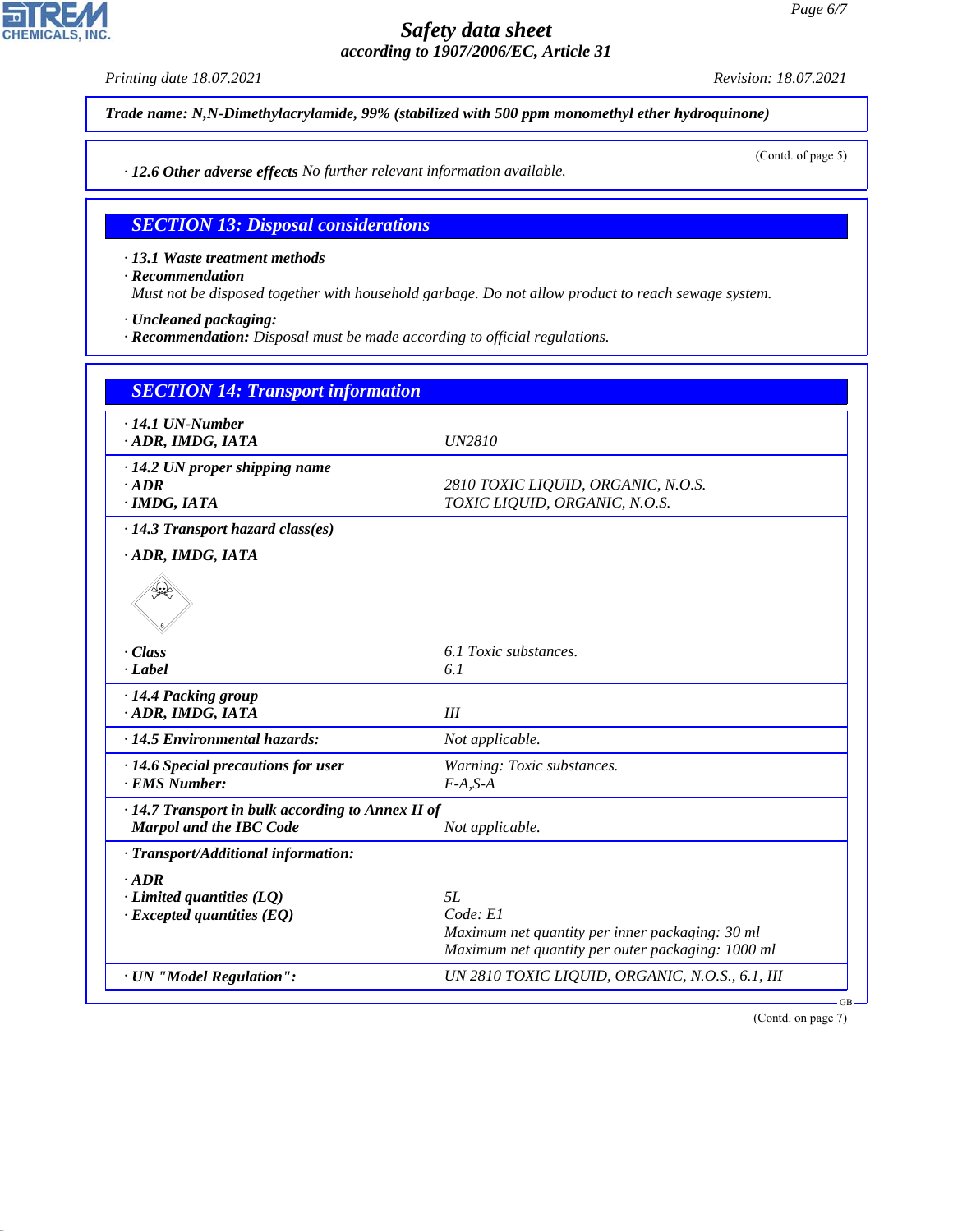**Trade name: N,N-Dimethylacrylamide, 99% (stabilized with 500 ppm monomethyl ether hydroquinone)**

(Contd. of page 5)

· **12.6 Other adverse effects** No further relevant information available.

## SECTION 13: Disposal considerations

· **13.1 Waste treatment methods**
· **Recommendation**
Must not be disposed together with household garbage. Do not allow product to reach sewage system.

· **Uncleaned packaging:**
· **Recommendation:** Disposal must be made according to official regulations.

## SECTION 14: Transport information

| | |
|---|---|
| · **14.1 UN-Number** | |
| · **ADR, IMDG, IATA** | UN2810 |
| · **14.2 UN proper shipping name** | |
| · **ADR** | 2810 TOXIC LIQUID, ORGANIC, N.O.S. |
| · **IMDG, IATA** | TOXIC LIQUID, ORGANIC, N.O.S. |
| · **14.3 Transport hazard class(es)** | |
| · **ADR, IMDG, IATA** | |
| · **Class** | 6.1 Toxic substances. |
| · **Label** | 6.1 |
| · **14.4 Packing group** | |
| · **ADR, IMDG, IATA** | III |
| · **14.5 Environmental hazards:** | Not applicable. |
| · **14.6 Special precautions for user** | Warning: Toxic substances. |
| · **EMS Number:** | F-A,S-A |
| · **14.7 Transport in bulk according to Annex II of Marpol and the IBC Code** | Not applicable. |
| · **Transport/Additional information:** | |
| · **ADR** | |
| · **Limited quantities (LQ)** | 5L |
| · **Excepted quantities (EQ)** | Code: E1<br>Maximum net quantity per inner packaging: 30 ml<br>Maximum net quantity per outer packaging: 1000 ml |
| · **UN "Model Regulation":** | UN 2810 TOXIC LIQUID, ORGANIC, N.O.S., 6.1, III |

(Contd. on page 7)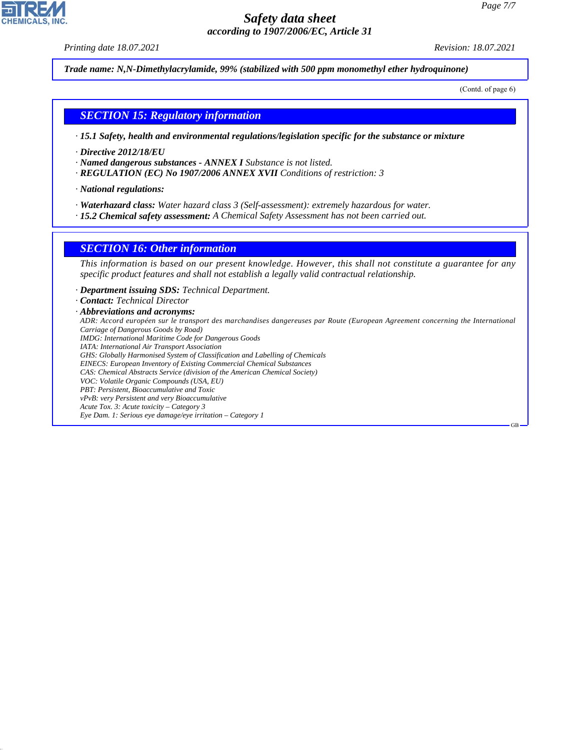*Trade name: N,N-Dimethylacrylamide, 99% (stabilized with 500 ppm monomethyl ether hydroquinone)*

(Contd. of page 6)

## SECTION 15: Regulatory information

· **15.1 Safety, health and environmental regulations/legislation specific for the substance or mixture**

· **Directive 2012/18/EU**
· **Named dangerous substances - ANNEX I** Substance is not listed.
· **REGULATION (EC) No 1907/2006 ANNEX XVII** Conditions of restriction: 3

· **National regulations:**

· **Waterhazard class:** Water hazard class 3 (Self-assessment): extremely hazardous for water.
· **15.2 Chemical safety assessment:** A Chemical Safety Assessment has not been carried out.

## SECTION 16: Other information

This information is based on our present knowledge. However, this shall not constitute a guarantee for any specific product features and shall not establish a legally valid contractual relationship.

· **Department issuing SDS:** Technical Department.
· **Contact:** Technical Director
· **Abbreviations and acronyms:**
ADR: Accord européen sur le transport des marchandises dangereuses par Route (European Agreement concerning the International Carriage of Dangerous Goods by Road)
IMDG: International Maritime Code for Dangerous Goods
IATA: International Air Transport Association
GHS: Globally Harmonised System of Classification and Labelling of Chemicals
EINECS: European Inventory of Existing Commercial Chemical Substances
CAS: Chemical Abstracts Service (division of the American Chemical Society)
VOC: Volatile Organic Compounds (USA, EU)
PBT: Persistent, Bioaccumulative and Toxic
vPvB: very Persistent and very Bioaccumulative
Acute Tox. 3: Acute toxicity – Category 3
Eye Dam. 1: Serious eye damage/eye irritation – Category 1

GB